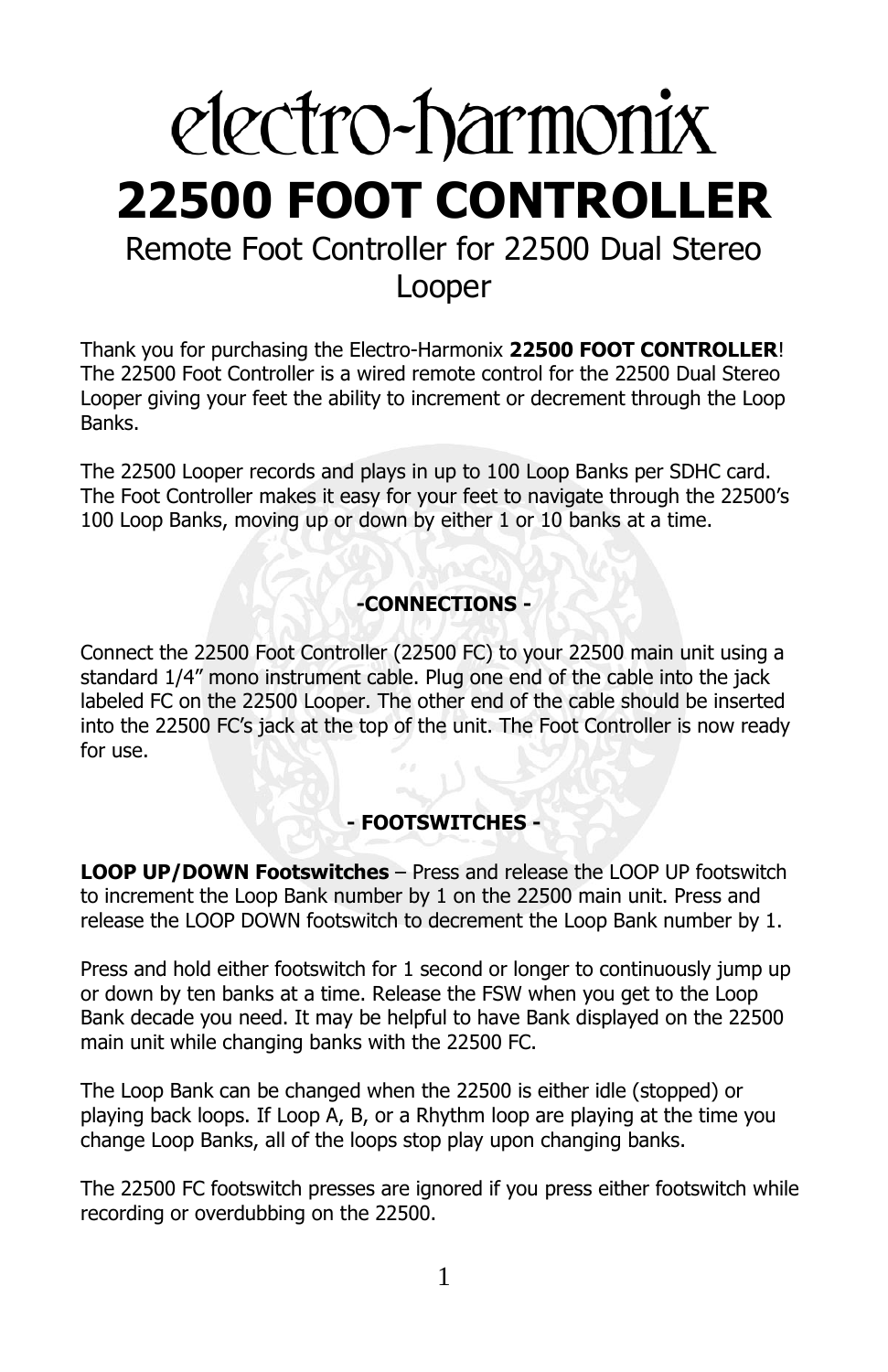# electro-harmonix

# 22500 FOOT CONTROLLER

Remote Foot Controller for 22500 Dual Stereo Looper

Thank you for purchasing the Electro-Harmonix **22500 FOOT CONTROLLER**! The 22500 Foot Controller is a wired remote control for the 22500 Dual Stereo Looper giving your feet the ability to increment or decrement through the Loop Banks.

The 22500 Looper records and plays in up to 100 Loop Banks per SDHC card. The Foot Controller makes it easy for your feet to navigate through the 22500's 100 Loop Banks, moving up or down by either 1 or 10 banks at a time.

## -CONNECTIONS -

Connect the 22500 Foot Controller (22500 FC) to your 22500 main unit using a standard 1/4" mono instrument cable. Plug one end of the cable into the jack labeled FC on the 22500 Looper. The other end of the cable should be inserted into the 22500 FC's jack at the top of the unit. The Foot Controller is now ready for use.

## - FOOTSWITCHES -

**LOOP UP/DOWN Footswitches** – Press and release the LOOP UP footswitch to increment the Loop Bank number by 1 on the 22500 main unit. Press and release the LOOP DOWN footswitch to decrement the Loop Bank number by 1.

Press and hold either footswitch for 1 second or longer to continuously jump up or down by ten banks at a time. Release the FSW when you get to the Loop Bank decade you need. It may be helpful to have Bank displayed on the 22500 main unit while changing banks with the 22500 FC.

The Loop Bank can be changed when the 22500 is either idle (stopped) or playing back loops. If Loop A, B, or a Rhythm loop are playing at the time you change Loop Banks, all of the loops stop play upon changing banks.

The 22500 FC footswitch presses are ignored if you press either footswitch while recording or overdubbing on the 22500.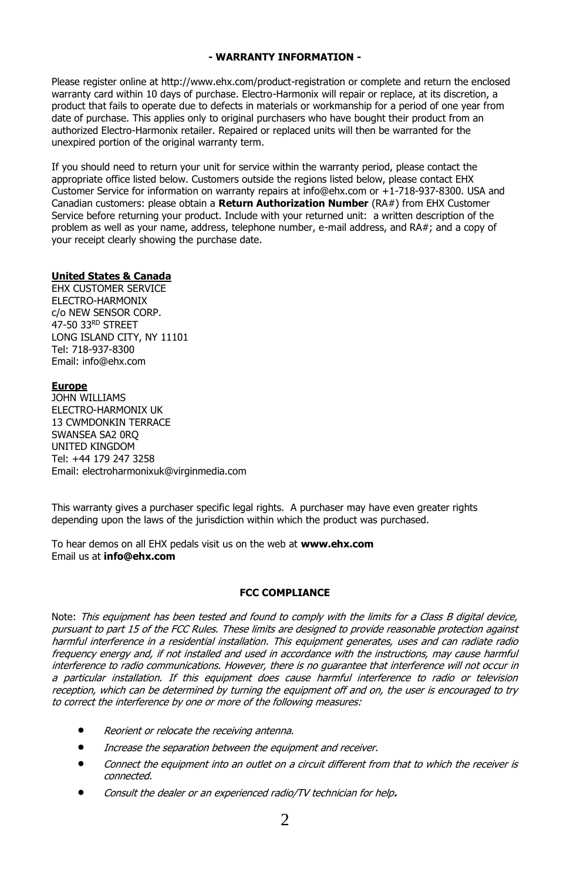## - WARRANTY INFORMATION -

Please register online at http://www.ehx.com/product-registration or complete and return the enclosed warranty card within 10 days of purchase. Electro-Harmonix will repair or replace, at its discretion, a product that fails to operate due to defects in materials or workmanship for a period of one year from date of purchase. This applies only to original purchasers who have bought their product from an authorized Electro-Harmonix retailer. Repaired or replaced units will then be warranted for the unexpired portion of the original warranty term.

If you should need to return your unit for service within the warranty period, please contact the appropriate office listed below. Customers outside the regions listed below, please contact EHX Customer Service for information on warranty repairs at info@ehx.com or +1-718-937-8300. USA and Canadian customers: please obtain a **Return Authorization Number** (RA#) from EHX Customer Service before returning your product. Include with your returned unit: a written description of the problem as well as your name, address, telephone number, e-mail address, and RA#; and a copy of your receipt clearly showing the purchase date.

**United States & Canada**
EHX CUSTOMER SERVICE
ELECTRO-HARMONIX
c/o NEW SENSOR CORP.
47-50 33RD STREET
LONG ISLAND CITY, NY 11101
Tel: 718-937-8300
Email: info@ehx.com

**Europe**
JOHN WILLIAMS
ELECTRO-HARMONIX UK
13 CWMDONKIN TERRACE
SWANSEA SA2 0RQ
UNITED KINGDOM
Tel: +44 179 247 3258
Email: electroharmonixuk@virginmedia.com

This warranty gives a purchaser specific legal rights. A purchaser may have even greater rights depending upon the laws of the jurisdiction within which the product was purchased.

To hear demos on all EHX pedals visit us on the web at **www.ehx.com**
Email us at **info@ehx.com**

## FCC COMPLIANCE

Note: *This equipment has been tested and found to comply with the limits for a Class B digital device, pursuant to part 15 of the FCC Rules. These limits are designed to provide reasonable protection against harmful interference in a residential installation. This equipment generates, uses and can radiate radio frequency energy and, if not installed and used in accordance with the instructions, may cause harmful interference to radio communications. However, there is no guarantee that interference will not occur in a particular installation. If this equipment does cause harmful interference to radio or television reception, which can be determined by turning the equipment off and on, the user is encouraged to try to correct the interference by one or more of the following measures:*

- *Reorient or relocate the receiving antenna.*
- *Increase the separation between the equipment and receiver.*
- *Connect the equipment into an outlet on a circuit different from that to which the receiver is connected.*
- *Consult the dealer or an experienced radio/TV technician for help.*